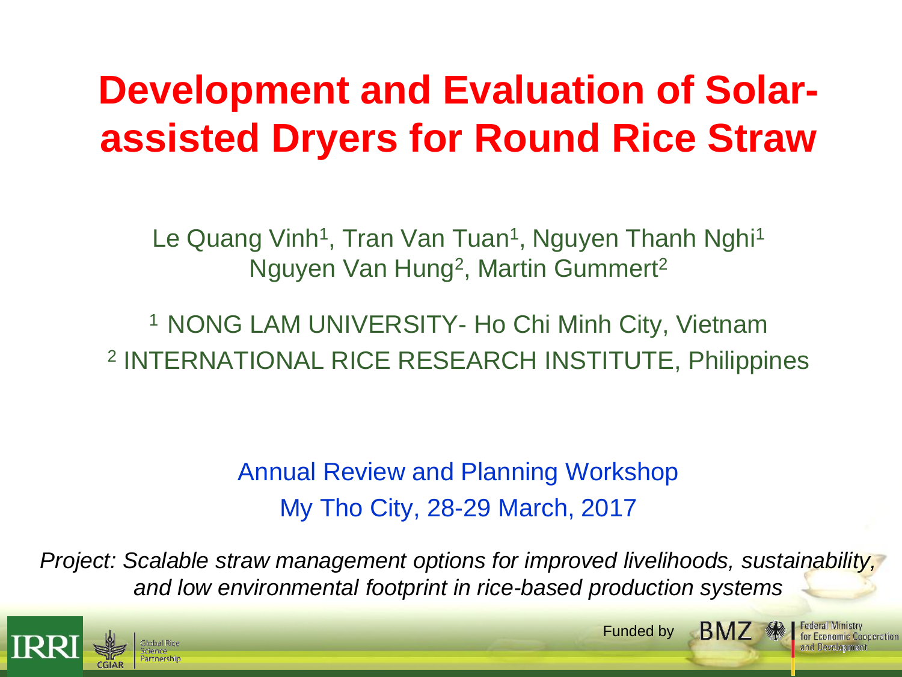# Development and Evaluation of Solar-assisted Dryers for Round Rice Straw

Le Quang Vinh[1], Tran Van Tuan[1], Nguyen Thanh Nghi[1]
Nguyen Van Hung[2], Martin Gummert[2]

[1] NONG LAM UNIVERSITY- Ho Chi Minh City, Vietnam
[2] INTERNATIONAL RICE RESEARCH INSTITUTE, Philippines

Annual Review and Planning Workshop
My Tho City, 28-29 March, 2017

*Project: Scalable straw management options for improved livelihoods, sustainability, and low environmental footprint in rice-based production systems*

Funded by BMZ Federal Ministry for Economic Cooperation and Development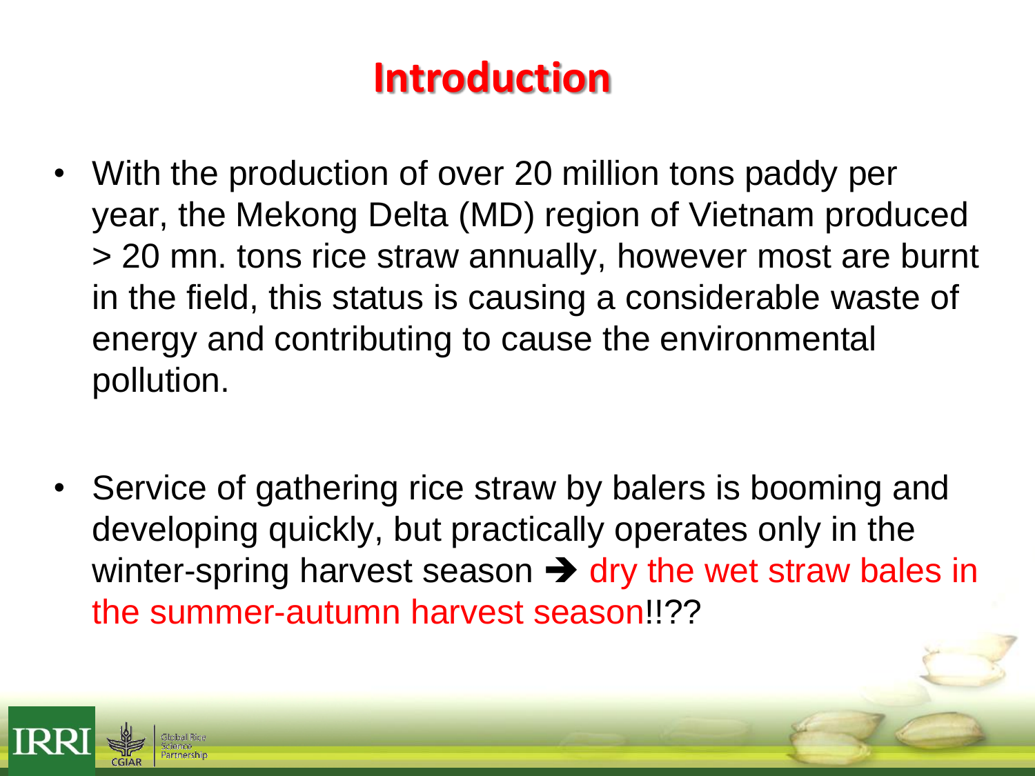# Introduction

- With the production of over 20 million tons paddy per year, the Mekong Delta (MD) region of Vietnam produced > 20 mn. tons rice straw annually, however most are burnt in the field, this status is causing a considerable waste of energy and contributing to cause the environmental pollution.

- Service of gathering rice straw by balers is booming and developing quickly, but practically operates only in the winter-spring harvest season ➔ dry the wet straw bales in the summer-autumn harvest season!!??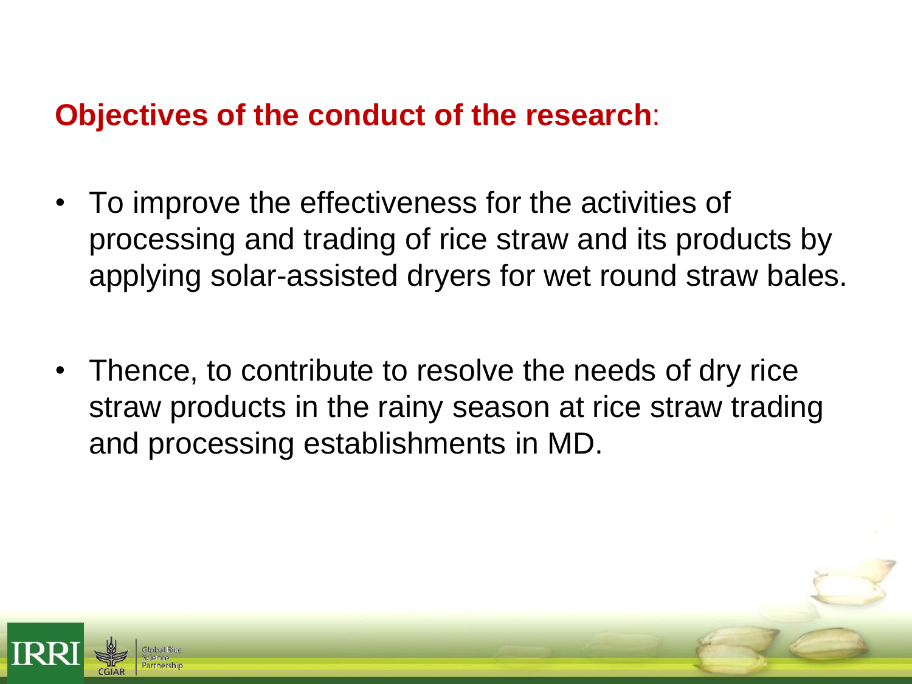## **Objectives of the conduct of the research**:

- To improve the effectiveness for the activities of processing and trading of rice straw and its products by applying solar-assisted dryers for wet round straw bales.

- Thence, to contribute to resolve the needs of dry rice straw products in the rainy season at rice straw trading and processing establishments in MD.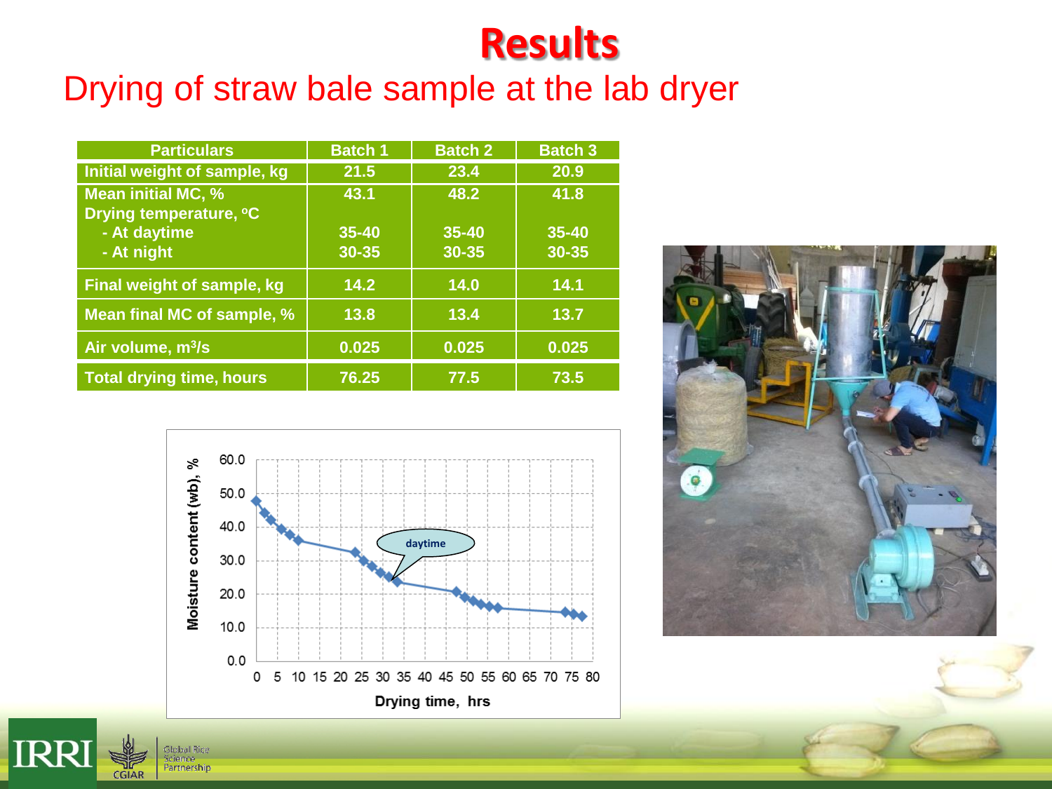# Results

## Drying of straw bale sample at the lab dryer

| Particulars | Batch 1 | Batch 2 | Batch 3 |
|---|---|---|---|
| Initial weight of sample, kg | 21.5 | 23.4 | 20.9 |
| Mean initial MC, % | 43.1 | 48.2 | 41.8 |
| Drying temperature, °C | | | |
| - At daytime | 35-40 | 35-40 | 35-40 |
| - At night | 30-35 | 30-35 | 30-35 |
| Final weight of sample, kg | 14.2 | 14.0 | 14.1 |
| Mean final MC of sample, % | 13.8 | 13.4 | 13.7 |
| Air volume, $m^3/s$ | 0.025 | 0.025 | 0.025 |
| Total drying time, hours | 76.25 | 77.5 | 73.5 |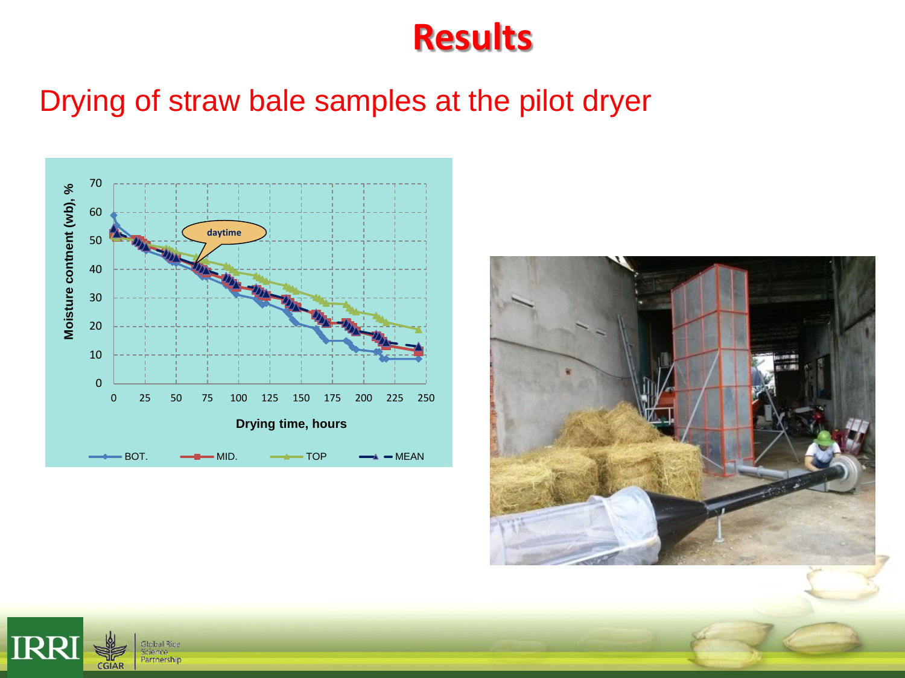# Results

## Drying of straw bale samples at the pilot dryer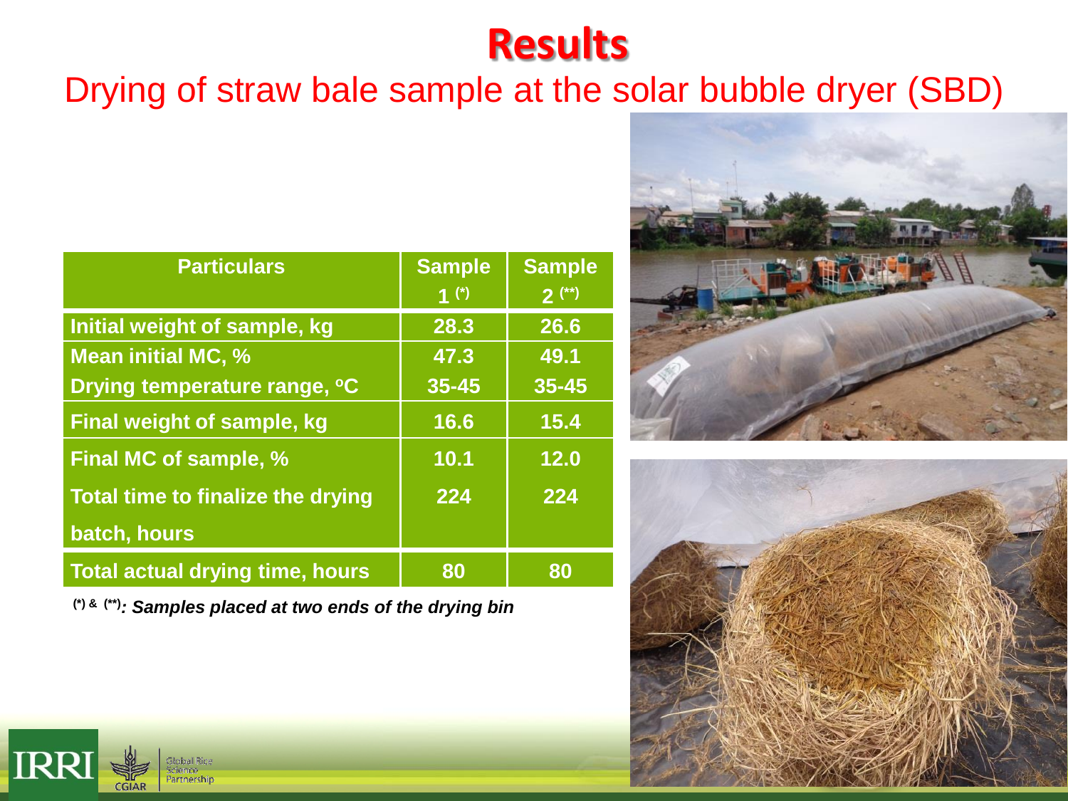# Results

## Drying of straw bale sample at the solar bubble dryer (SBD)

| Particulars | Sample 1 (*) | Sample 2 (**) |
| --- | --- | --- |
| Initial weight of sample, kg | 28.3 | 26.6 |
| Mean initial MC, % | 47.3 | 49.1 |
| Drying temperature range, ºC | 35-45 | 35-45 |
| Final weight of sample, kg | 16.6 | 15.4 |
| Final MC of sample, % | 10.1 | 12.0 |
| Total time to finalize the drying batch, hours | 224 | 224 |
| Total actual drying time, hours | 80 | 80 |

*(\*) & (\*\*): Samples placed at two ends of the drying bin*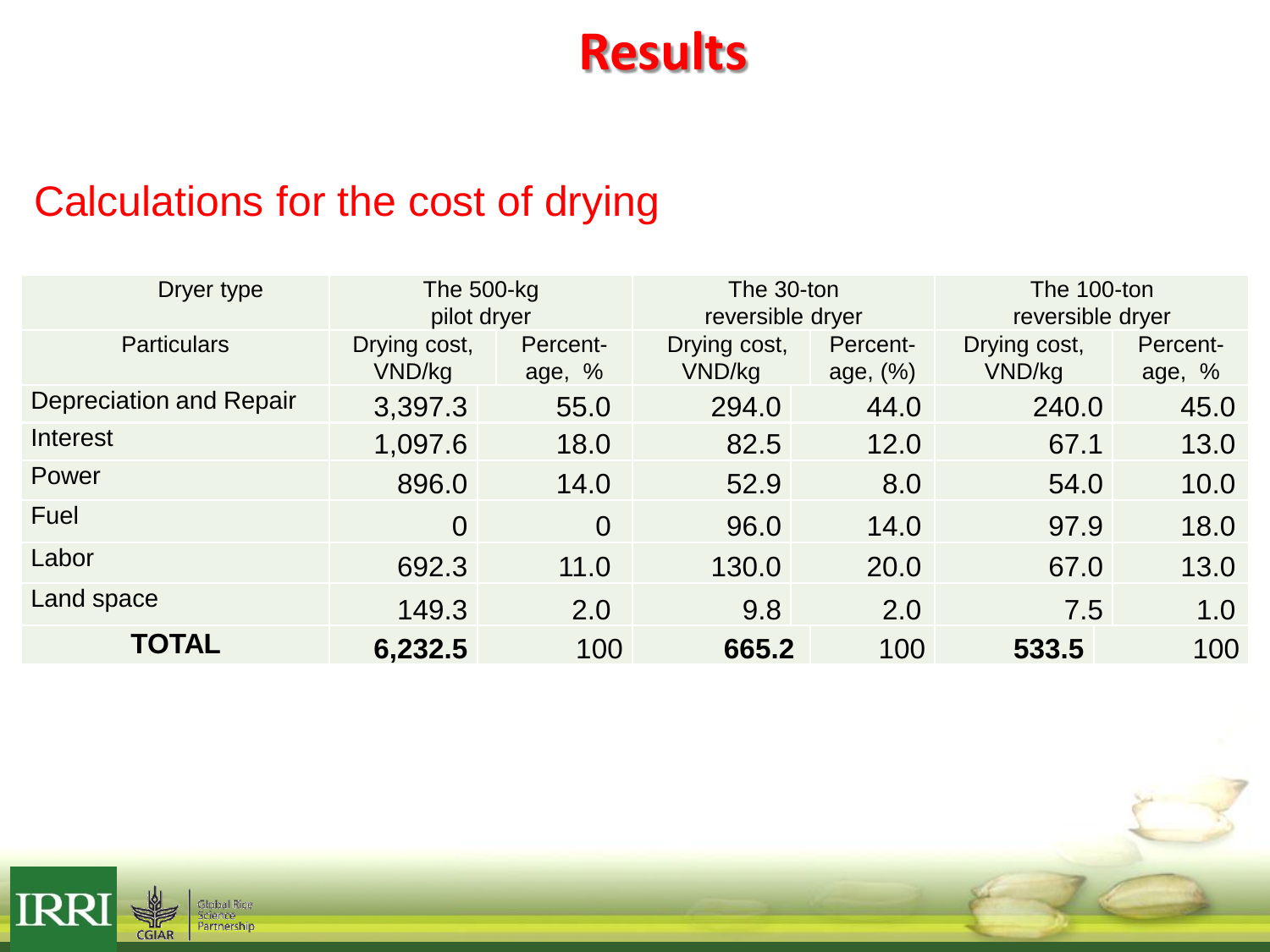# Results

## Calculations for the cost of drying

| Dryer type | The 500-kg pilot dryer | | The 30-ton reversible dryer | | The 100-ton reversible dryer | |
|---|---|---|---|---|---|---|
| Particulars | Drying cost, VND/kg | Percent-age, % | Drying cost, VND/kg | Percent-age, (%) | Drying cost, VND/kg | Percent-age, % |
| Depreciation and Repair | 3,397.3 | 55.0 | 294.0 | 44.0 | 240.0 | 45.0 |
| Interest | 1,097.6 | 18.0 | 82.5 | 12.0 | 67.1 | 13.0 |
| Power | 896.0 | 14.0 | 52.9 | 8.0 | 54.0 | 10.0 |
| Fuel | 0 | 0 | 96.0 | 14.0 | 97.9 | 18.0 |
| Labor | 692.3 | 11.0 | 130.0 | 20.0 | 67.0 | 13.0 |
| Land space | 149.3 | 2.0 | 9.8 | 2.0 | 7.5 | 1.0 |
| **TOTAL** | **6,232.5** | 100 | **665.2** | 100 | **533.5** | 100 |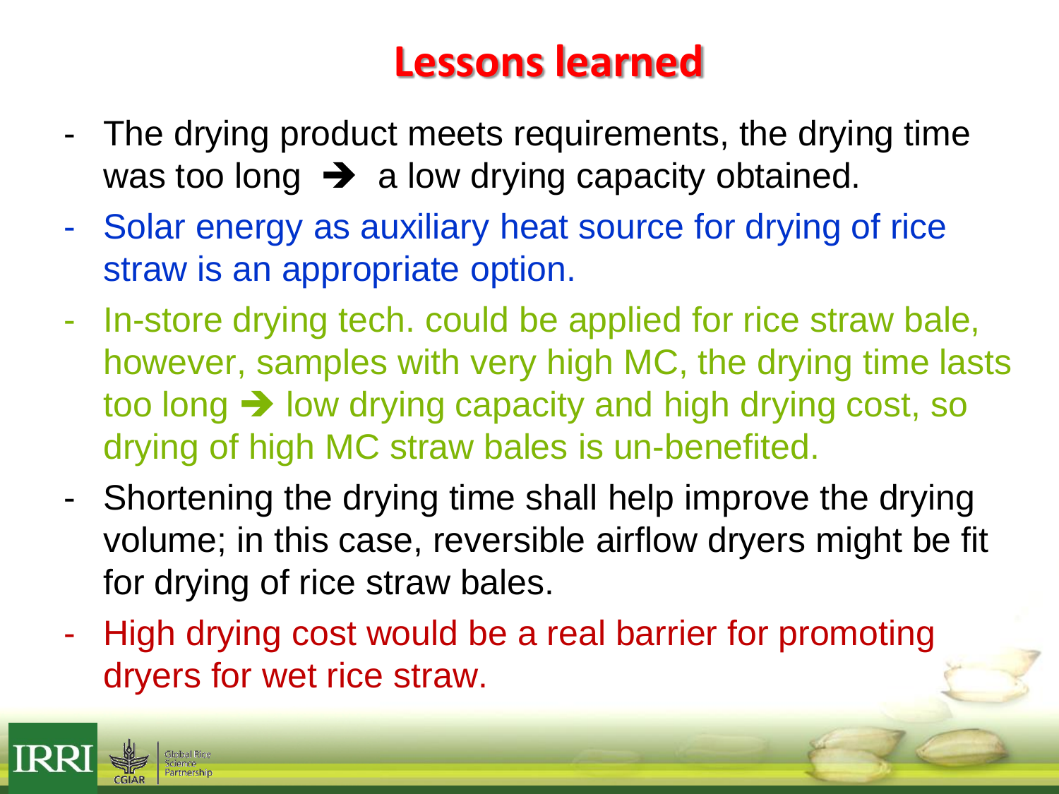# Lessons learned

- The drying product meets requirements, the drying time was too long ➔ a low drying capacity obtained.
- Solar energy as auxiliary heat source for drying of rice straw is an appropriate option.
- In-store drying tech. could be applied for rice straw bale, however, samples with very high MC, the drying time lasts too long ➔ low drying capacity and high drying cost, so drying of high MC straw bales is un-benefited.
- Shortening the drying time shall help improve the drying volume; in this case, reversible airflow dryers might be fit for drying of rice straw bales.
- High drying cost would be a real barrier for promoting dryers for wet rice straw.